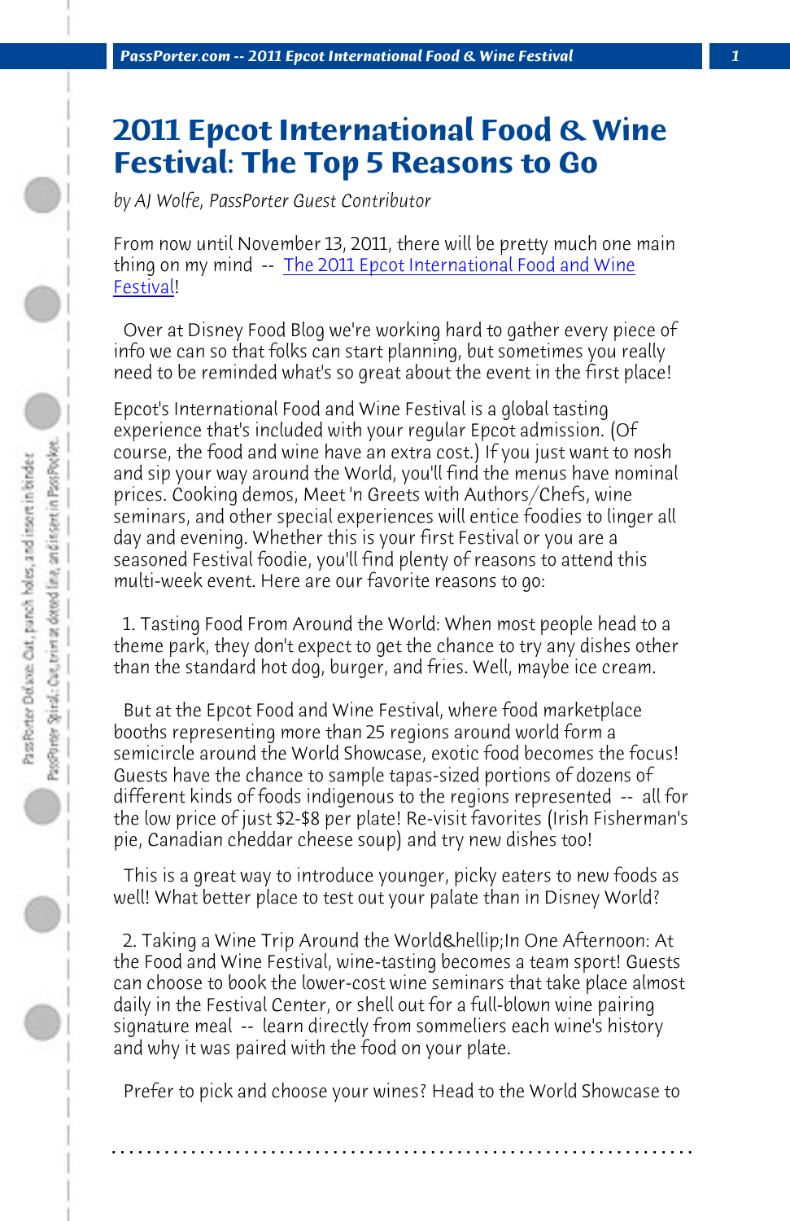# 2011 Epcot International Food & Wine Festival: The Top 5 Reasons to Go

*by AJ Wolfe, PassPorter Guest Contributor*

From now until November 13, 2011, there will be pretty much one main thing on my mind -- [The 2011 Epcot International Food and Wine Festival]!

Over at Disney Food Blog we're working hard to gather every piece of info we can so that folks can start planning, but sometimes you really need to be reminded what's so great about the event in the first place!

Epcot's International Food and Wine Festival is a global tasting experience that's included with your regular Epcot admission. (Of course, the food and wine have an extra cost.) If you just want to nosh and sip your way around the World, you'll find the menus have nominal prices. Cooking demos, Meet 'n Greets with Authors/Chefs, wine seminars, and other special experiences will entice foodies to linger all day and evening. Whether this is your first Festival or you are a seasoned Festival foodie, you'll find plenty of reasons to attend this multi-week event. Here are our favorite reasons to go:

1. Tasting Food From Around the World: When most people head to a theme park, they don't expect to get the chance to try any dishes other than the standard hot dog, burger, and fries. Well, maybe ice cream.

But at the Epcot Food and Wine Festival, where food marketplace booths representing more than 25 regions around world form a semicircle around the World Showcase, exotic food becomes the focus! Guests have the chance to sample tapas-sized portions of dozens of different kinds of foods indigenous to the regions represented -- all for the low price of just $2-$8 per plate! Re-visit favorites (Irish Fisherman's pie, Canadian cheddar cheese soup) and try new dishes too!

This is a great way to introduce younger, picky eaters to new foods as well! What better place to test out your palate than in Disney World?

2. Taking a Wine Trip Around the World&hellip;In One Afternoon: At the Food and Wine Festival, wine-tasting becomes a team sport! Guests can choose to book the lower-cost wine seminars that take place almost daily in the Festival Center, or shell out for a full-blown wine pairing signature meal -- learn directly from sommeliers each wine's history and why it was paired with the food on your plate.

Prefer to pick and choose your wines? Head to the World Showcase to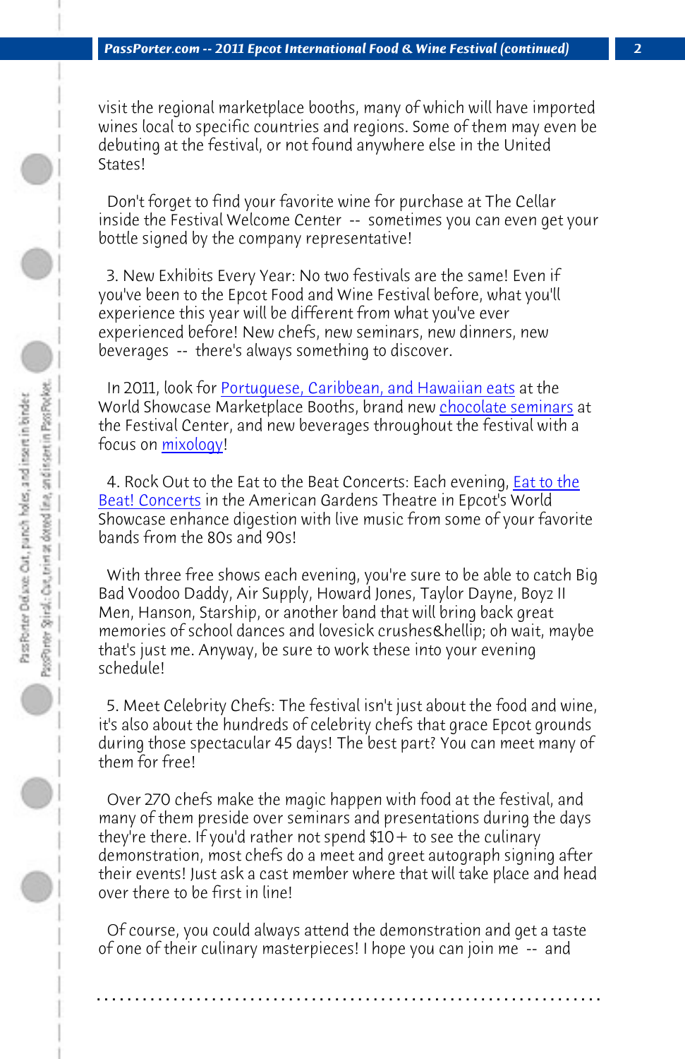visit the regional marketplace booths, many of which will have imported wines local to specific countries and regions. Some of them may even be debuting at the festival, or not found anywhere else in the United States!

Don't forget to find your favorite wine for purchase at The Cellar inside the Festival Welcome Center -- sometimes you can even get your bottle signed by the company representative!

3. New Exhibits Every Year: No two festivals are the same! Even if you've been to the Epcot Food and Wine Festival before, what you'll experience this year will be different from what you've ever experienced before! New chefs, new seminars, new dinners, new beverages -- there's always something to discover.

In 2011, look for Portuguese, Caribbean, and Hawaiian eats at the World Showcase Marketplace Booths, brand new chocolate seminars at the Festival Center, and new beverages throughout the festival with a focus on mixology!

4. Rock Out to the Eat to the Beat Concerts: Each evening, Eat to the Beat! Concerts in the American Gardens Theatre in Epcot's World Showcase enhance digestion with live music from some of your favorite bands from the 80s and 90s!

With three free shows each evening, you're sure to be able to catch Big Bad Voodoo Daddy, Air Supply, Howard Jones, Taylor Dayne, Boyz II Men, Hanson, Starship, or another band that will bring back great memories of school dances and lovesick crushes&hellip; oh wait, maybe that's just me. Anyway, be sure to work these into your evening schedule!

5. Meet Celebrity Chefs: The festival isn't just about the food and wine, it's also about the hundreds of celebrity chefs that grace Epcot grounds during those spectacular 45 days! The best part? You can meet many of them for free!

Over 270 chefs make the magic happen with food at the festival, and many of them preside over seminars and presentations during the days they're there. If you'd rather not spend $10+ to see the culinary demonstration, most chefs do a meet and greet autograph signing after their events! Just ask a cast member where that will take place and head over there to be first in line!

Of course, you could always attend the demonstration and get a taste of one of their culinary masterpieces! I hope you can join me -- and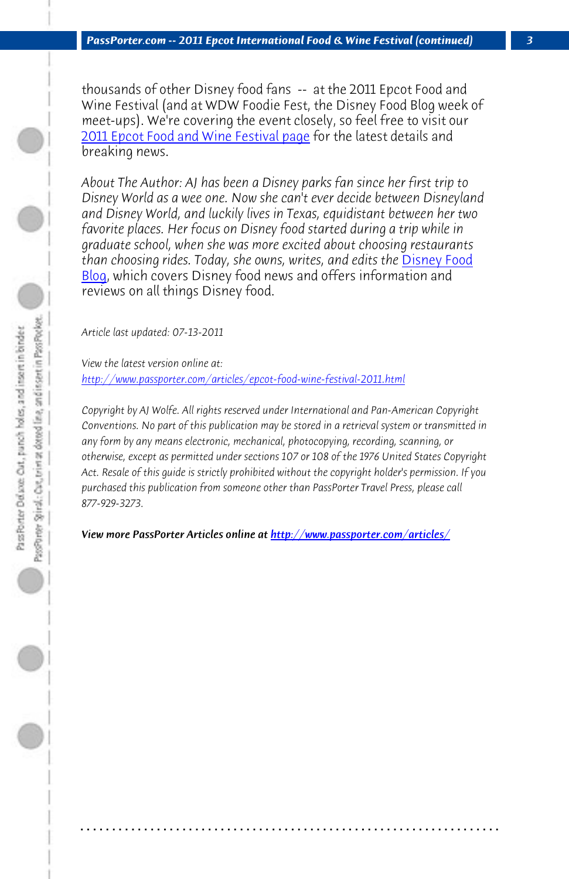thousands of other Disney food fans -- at the 2011 Epcot Food and Wine Festival (and at WDW Foodie Fest, the Disney Food Blog week of meet-ups). We're covering the event closely, so feel free to visit our 2011 Epcot Food and Wine Festival page for the latest details and breaking news.

*About The Author: AJ has been a Disney parks fan since her first trip to Disney World as a wee one. Now she can't ever decide between Disneyland and Disney World, and luckily lives in Texas, equidistant between her two favorite places. Her focus on Disney food started during a trip while in graduate school, when she was more excited about choosing restaurants than choosing rides. Today, she owns, writes, and edits the* Disney Food Blog, which covers Disney food news and offers information and reviews on all things Disney food.

*Article last updated: 07-13-2011*

*View the latest version online at:*
*http://www.passporter.com/articles/epcot-food-wine-festival-2011.html*

*Copyright by AJ Wolfe. All rights reserved under International and Pan-American Copyright Conventions. No part of this publication may be stored in a retrieval system or transmitted in any form by any means electronic, mechanical, photocopying, recording, scanning, or otherwise, except as permitted under sections 107 or 108 of the 1976 United States Copyright Act. Resale of this guide is strictly prohibited without the copyright holder's permission. If you purchased this publication from someone other than PassPorter Travel Press, please call 877-929-3273.*

***View more PassPorter Articles online at http://www.passporter.com/articles/***